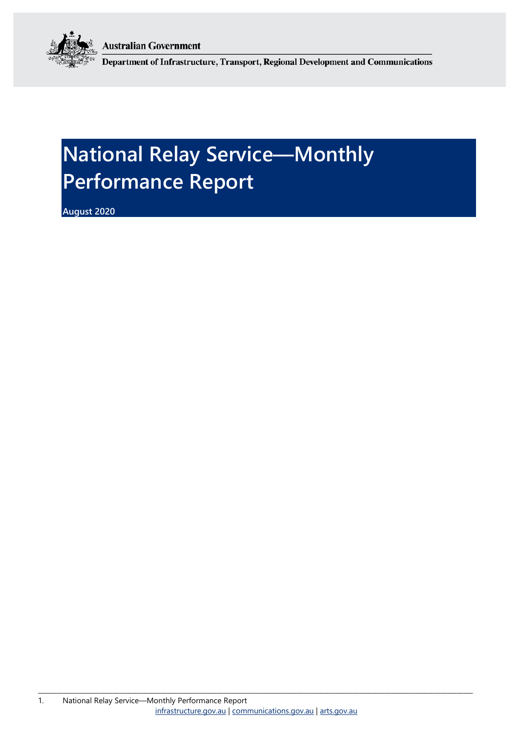Australian Government

Department of Infrastructure, Transport, Regional Development and Communications

# National Relay Service—Monthly Performance Report

August 2020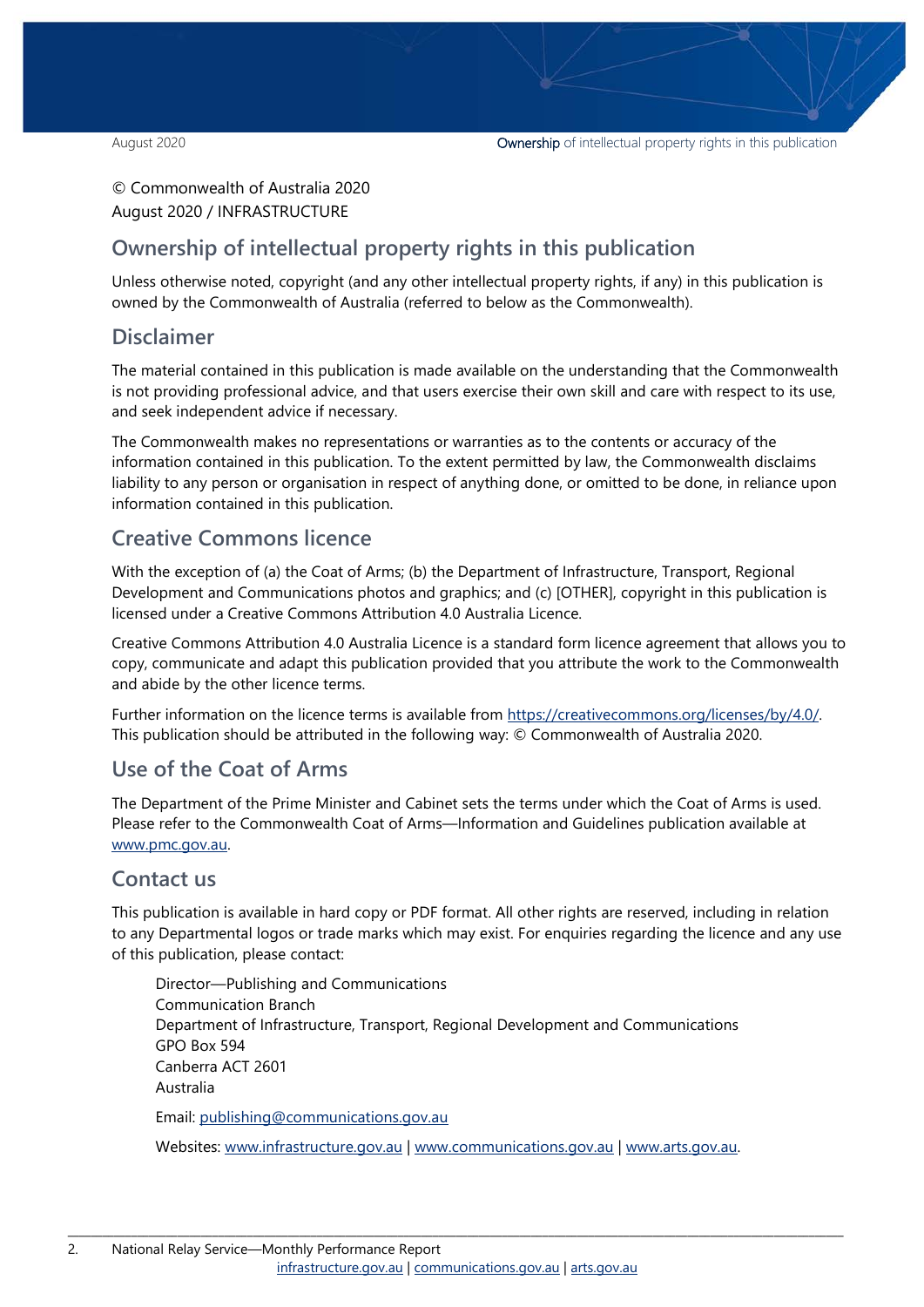© Commonwealth of Australia 2020
August 2020 / INFRASTRUCTURE

## Ownership of intellectual property rights in this publication

Unless otherwise noted, copyright (and any other intellectual property rights, if any) in this publication is owned by the Commonwealth of Australia (referred to below as the Commonwealth).

## Disclaimer

The material contained in this publication is made available on the understanding that the Commonwealth is not providing professional advice, and that users exercise their own skill and care with respect to its use, and seek independent advice if necessary.

The Commonwealth makes no representations or warranties as to the contents or accuracy of the information contained in this publication. To the extent permitted by law, the Commonwealth disclaims liability to any person or organisation in respect of anything done, or omitted to be done, in reliance upon information contained in this publication.

## Creative Commons licence

With the exception of (a) the Coat of Arms; (b) the Department of Infrastructure, Transport, Regional Development and Communications photos and graphics; and (c) [OTHER], copyright in this publication is licensed under a Creative Commons Attribution 4.0 Australia Licence.

Creative Commons Attribution 4.0 Australia Licence is a standard form licence agreement that allows you to copy, communicate and adapt this publication provided that you attribute the work to the Commonwealth and abide by the other licence terms.

Further information on the licence terms is available from https://creativecommons.org/licenses/by/4.0/. This publication should be attributed in the following way: © Commonwealth of Australia 2020.

## Use of the Coat of Arms

The Department of the Prime Minister and Cabinet sets the terms under which the Coat of Arms is used. Please refer to the Commonwealth Coat of Arms—Information and Guidelines publication available at www.pmc.gov.au.

## Contact us

This publication is available in hard copy or PDF format. All other rights are reserved, including in relation to any Departmental logos or trade marks which may exist. For enquiries regarding the licence and any use of this publication, please contact:

Director—Publishing and Communications
Communication Branch
Department of Infrastructure, Transport, Regional Development and Communications
GPO Box 594
Canberra ACT 2601
Australia

Email: publishing@communications.gov.au

Websites: www.infrastructure.gov.au | www.communications.gov.au | www.arts.gov.au.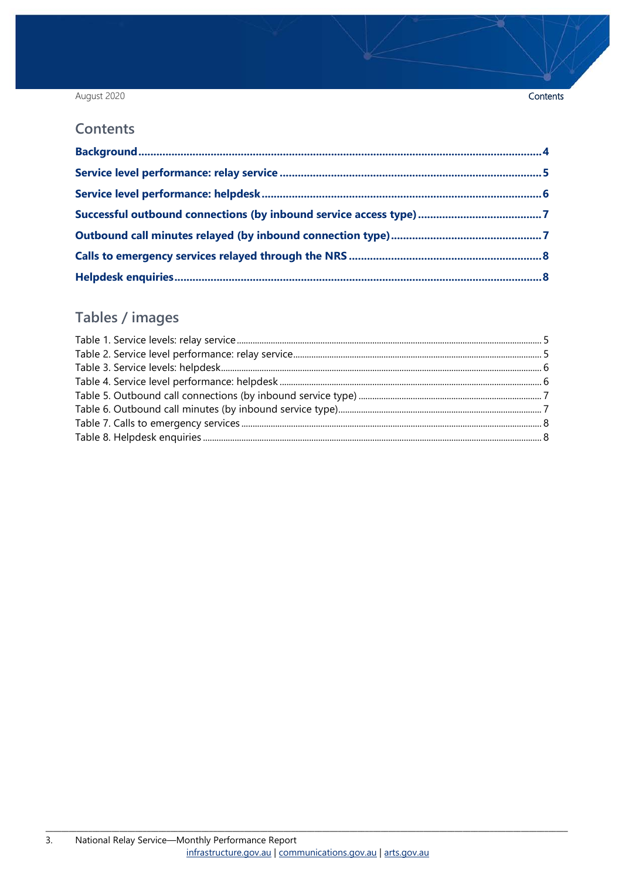## Contents

- Background ... 4
- Service level performance: relay service ... 5
- Service level performance: helpdesk ... 6
- Successful outbound connections (by inbound service access type) ... 7
- Outbound call minutes relayed (by inbound connection type) ... 7
- Calls to emergency services relayed through the NRS ... 8
- Helpdesk enquiries ... 8

## Tables / images

- Table 1. Service levels: relay service ... 5
- Table 2. Service level performance: relay service ... 5
- Table 3. Service levels: helpdesk ... 6
- Table 4. Service level performance: helpdesk ... 6
- Table 5. Outbound call connections (by inbound service type) ... 7
- Table 6. Outbound call minutes (by inbound service type) ... 7
- Table 7. Calls to emergency services ... 8
- Table 8. Helpdesk enquiries ... 8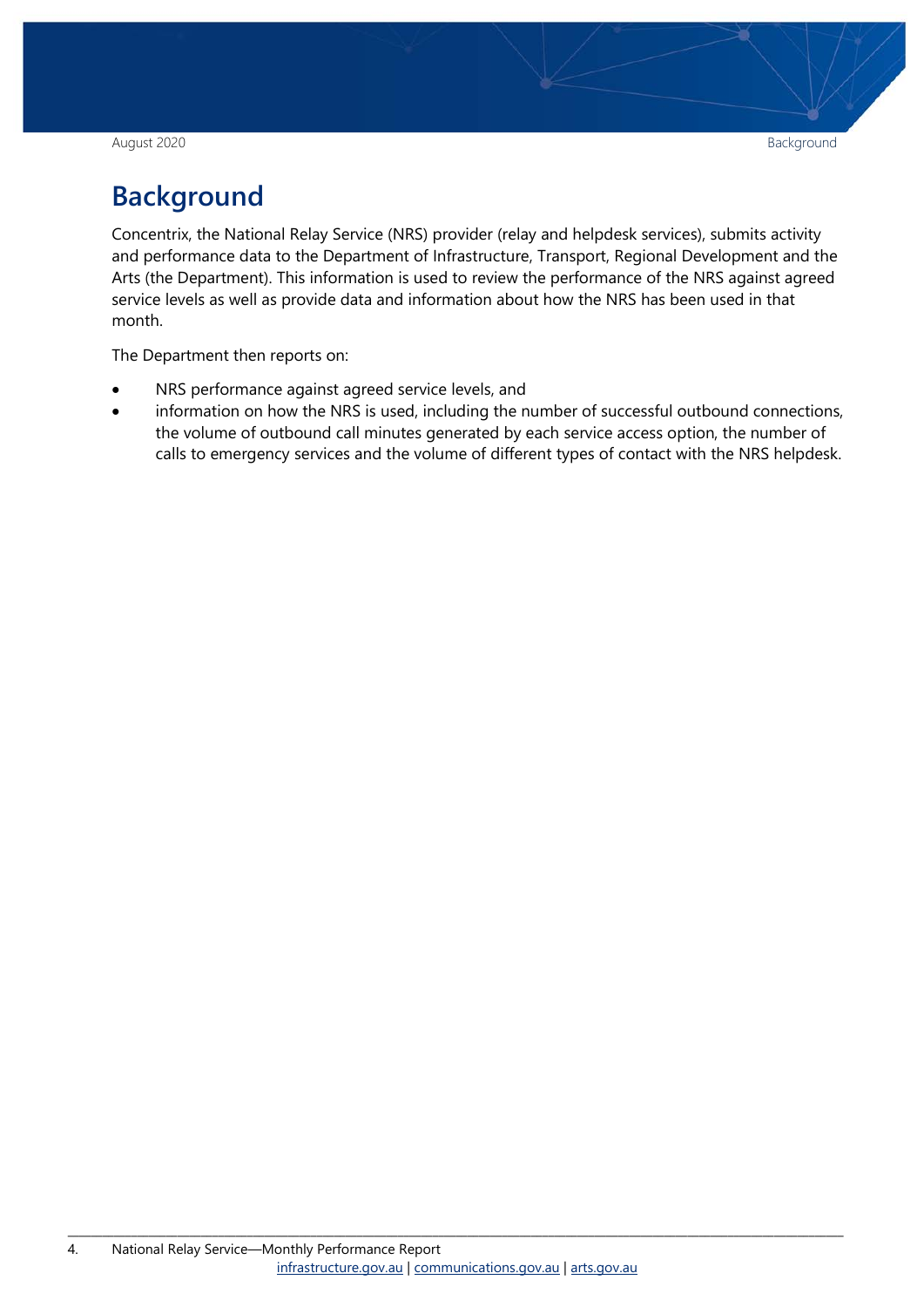# Background

Concentrix, the National Relay Service (NRS) provider (relay and helpdesk services), submits activity and performance data to the Department of Infrastructure, Transport, Regional Development and the Arts (the Department). This information is used to review the performance of the NRS against agreed service levels as well as provide data and information about how the NRS has been used in that month.

The Department then reports on:

- NRS performance against agreed service levels, and
- information on how the NRS is used, including the number of successful outbound connections, the volume of outbound call minutes generated by each service access option, the number of calls to emergency services and the volume of different types of contact with the NRS helpdesk.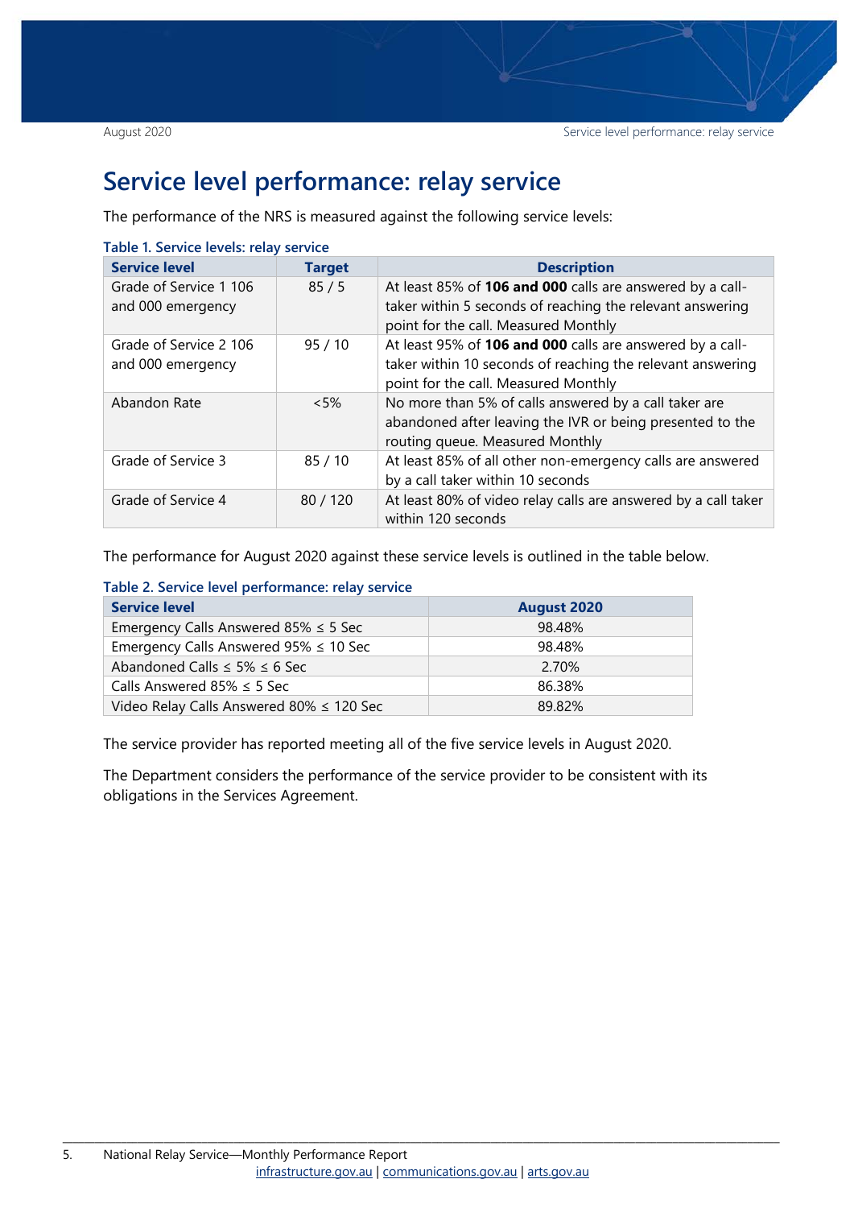# Service level performance: relay service

The performance of the NRS is measured against the following service levels:

**Table 1. Service levels: relay service**

| Service level | Target | Description |
|---|---|---|
| Grade of Service 1 106 and 000 emergency | 85 / 5 | At least 85% of **106 and 000** calls are answered by a call-taker within 5 seconds of reaching the relevant answering point for the call. Measured Monthly |
| Grade of Service 2 106 and 000 emergency | 95 / 10 | At least 95% of **106 and 000** calls are answered by a call-taker within 10 seconds of reaching the relevant answering point for the call. Measured Monthly |
| Abandon Rate | <5% | No more than 5% of calls answered by a call taker are abandoned after leaving the IVR or being presented to the routing queue. Measured Monthly |
| Grade of Service 3 | 85 / 10 | At least 85% of all other non-emergency calls are answered by a call taker within 10 seconds |
| Grade of Service 4 | 80 / 120 | At least 80% of video relay calls are answered by a call taker within 120 seconds |

The performance for August 2020 against these service levels is outlined in the table below.

**Table 2. Service level performance: relay service**

| Service level | August 2020 |
|---|---|
| Emergency Calls Answered 85% ≤ 5 Sec | 98.48% |
| Emergency Calls Answered 95% ≤ 10 Sec | 98.48% |
| Abandoned Calls ≤ 5% ≤ 6 Sec | 2.70% |
| Calls Answered 85% ≤ 5 Sec | 86.38% |
| Video Relay Calls Answered 80% ≤ 120 Sec | 89.82% |

The service provider has reported meeting all of the five service levels in August 2020.

The Department considers the performance of the service provider to be consistent with its obligations in the Services Agreement.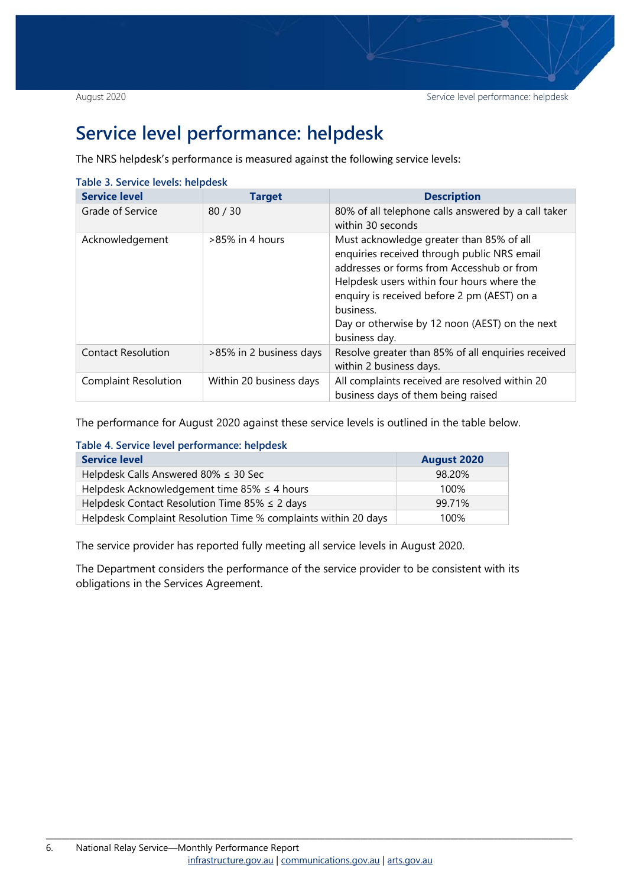# Service level performance: helpdesk

The NRS helpdesk's performance is measured against the following service levels:

**Table 3. Service levels: helpdesk**

| Service level | Target | Description |
|---|---|---|
| Grade of Service | 80 / 30 | 80% of all telephone calls answered by a call taker within 30 seconds |
| Acknowledgement | >85% in 4 hours | Must acknowledge greater than 85% of all enquiries received through public NRS email addresses or forms from Accesshub or from Helpdesk users within four hours where the enquiry is received before 2 pm (AEST) on a business. Day or otherwise by 12 noon (AEST) on the next business day. |
| Contact Resolution | >85% in 2 business days | Resolve greater than 85% of all enquiries received within 2 business days. |
| Complaint Resolution | Within 20 business days | All complaints received are resolved within 20 business days of them being raised |

The performance for August 2020 against these service levels is outlined in the table below.

**Table 4. Service level performance: helpdesk**

| Service level | August 2020 |
|---|---|
| Helpdesk Calls Answered 80% ≤ 30 Sec | 98.20% |
| Helpdesk Acknowledgement time 85% ≤ 4 hours | 100% |
| Helpdesk Contact Resolution Time 85% ≤ 2 days | 99.71% |
| Helpdesk Complaint Resolution Time % complaints within 20 days | 100% |

The service provider has reported fully meeting all service levels in August 2020.

The Department considers the performance of the service provider to be consistent with its obligations in the Services Agreement.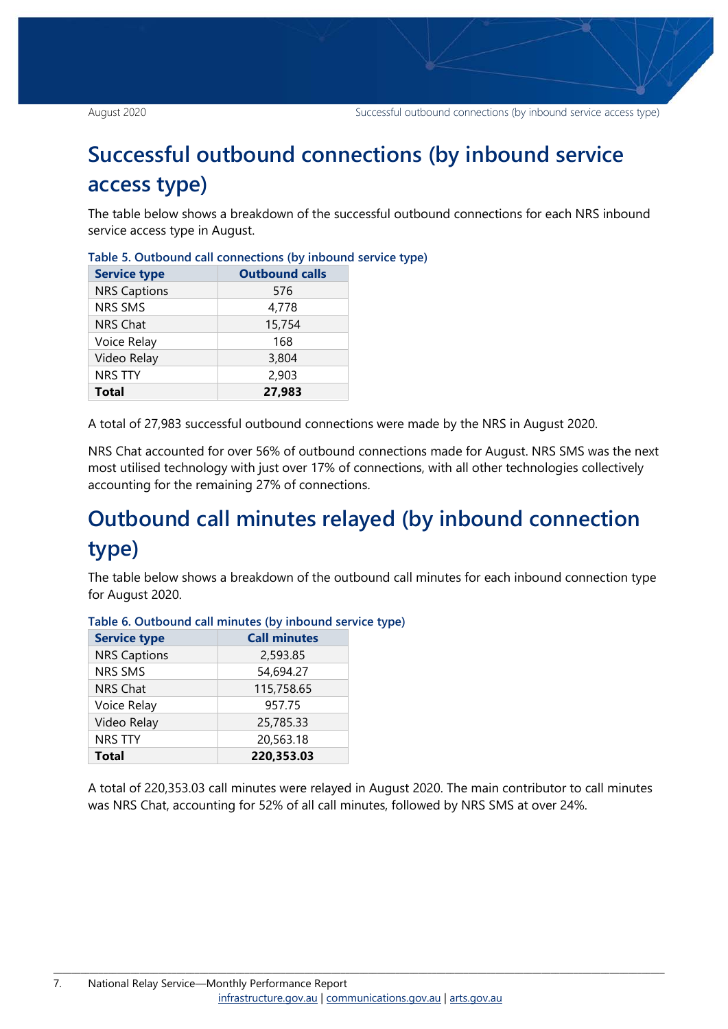# Successful outbound connections (by inbound service access type)

The table below shows a breakdown of the successful outbound connections for each NRS inbound service access type in August.

**Table 5. Outbound call connections (by inbound service type)**

| Service type | Outbound calls |
|---|---|
| NRS Captions | 576 |
| NRS SMS | 4,778 |
| NRS Chat | 15,754 |
| Voice Relay | 168 |
| Video Relay | 3,804 |
| NRS TTY | 2,903 |
| **Total** | **27,983** |

A total of 27,983 successful outbound connections were made by the NRS in August 2020.

NRS Chat accounted for over 56% of outbound connections made for August. NRS SMS was the next most utilised technology with just over 17% of connections, with all other technologies collectively accounting for the remaining 27% of connections.

# Outbound call minutes relayed (by inbound connection type)

The table below shows a breakdown of the outbound call minutes for each inbound connection type for August 2020.

**Table 6. Outbound call minutes (by inbound service type)**

| Service type | Call minutes |
|---|---|
| NRS Captions | 2,593.85 |
| NRS SMS | 54,694.27 |
| NRS Chat | 115,758.65 |
| Voice Relay | 957.75 |
| Video Relay | 25,785.33 |
| NRS TTY | 20,563.18 |
| **Total** | **220,353.03** |

A total of 220,353.03 call minutes were relayed in August 2020. The main contributor to call minutes was NRS Chat, accounting for 52% of all call minutes, followed by NRS SMS at over 24%.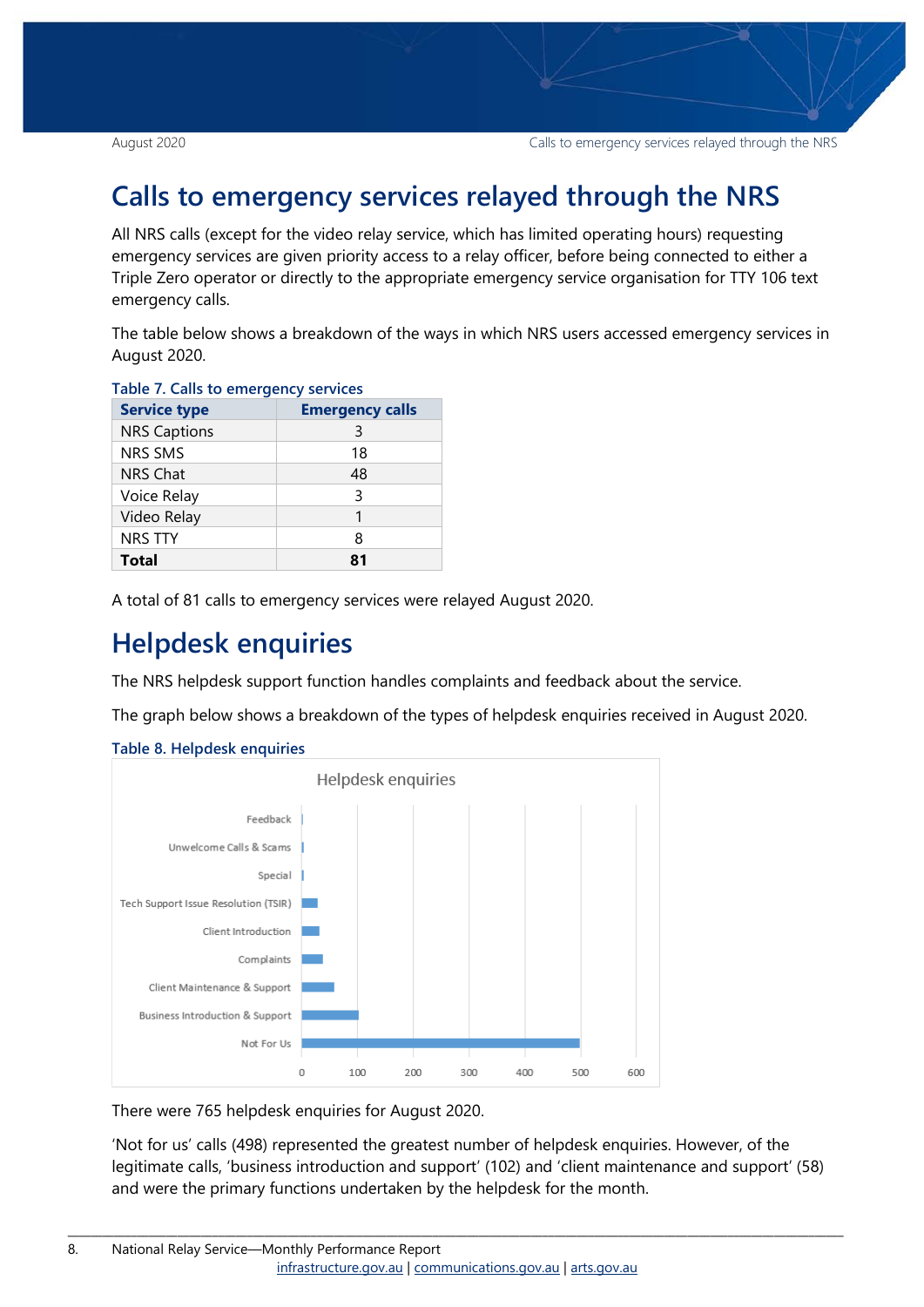# Calls to emergency services relayed through the NRS

All NRS calls (except for the video relay service, which has limited operating hours) requesting emergency services are given priority access to a relay officer, before being connected to either a Triple Zero operator or directly to the appropriate emergency service organisation for TTY 106 text emergency calls.

The table below shows a breakdown of the ways in which NRS users accessed emergency services in August 2020.

**Table 7. Calls to emergency services**

| Service type | Emergency calls |
|---|---|
| NRS Captions | 3 |
| NRS SMS | 18 |
| NRS Chat | 48 |
| Voice Relay | 3 |
| Video Relay | 1 |
| NRS TTY | 8 |
| **Total** | **81** |

A total of 81 calls to emergency services were relayed August 2020.

# Helpdesk enquiries

The NRS helpdesk support function handles complaints and feedback about the service.

The graph below shows a breakdown of the types of helpdesk enquiries received in August 2020.

**Table 8. Helpdesk enquiries**

Helpdesk enquiries

Feedback
Unwelcome Calls & Scams
Special
Tech Support Issue Resolution (TSIR)
Client Introduction
Complaints
Client Maintenance & Support
Business Introduction & Support
Not For Us

0 100 200 300 400 500 600

There were 765 helpdesk enquiries for August 2020.

'Not for us' calls (498) represented the greatest number of helpdesk enquiries. However, of the legitimate calls, 'business introduction and support' (102) and 'client maintenance and support' (58) and were the primary functions undertaken by the helpdesk for the month.